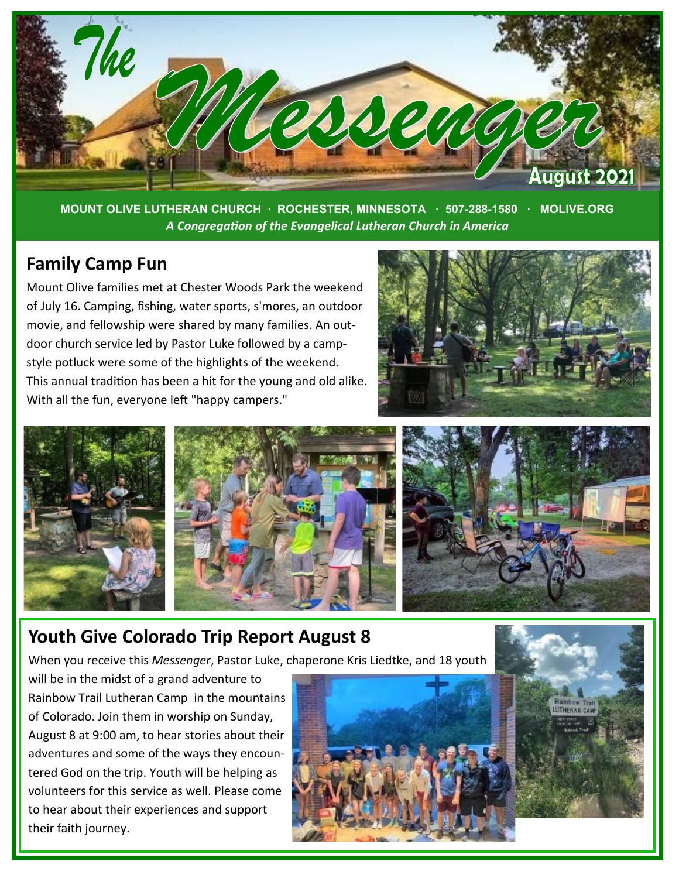# The Messenger

**August 2021**

**MOUNT OLIVE LUTHERAN CHURCH · ROCHESTER, MINNESOTA · 507-288-1580 · MOLIVE.ORG**

*A Congregation of the Evangelical Lutheran Church in America*

## Family Camp Fun

Mount Olive families met at Chester Woods Park the weekend of July 16. Camping, fishing, water sports, s'mores, an outdoor movie, and fellowship were shared by many families. An outdoor church service led by Pastor Luke followed by a camp-style potluck were some of the highlights of the weekend. This annual tradition has been a hit for the young and old alike. With all the fun, everyone left "happy campers."

## Youth Give Colorado Trip Report August 8

When you receive this *Messenger*, Pastor Luke, chaperone Kris Liedtke, and 18 youth will be in the midst of a grand adventure to Rainbow Trail Lutheran Camp in the mountains of Colorado. Join them in worship on Sunday, August 8 at 9:00 am, to hear stories about their adventures and some of the ways they encountered God on the trip. Youth will be helping as volunteers for this service as well. Please come to hear about their experiences and support their faith journey.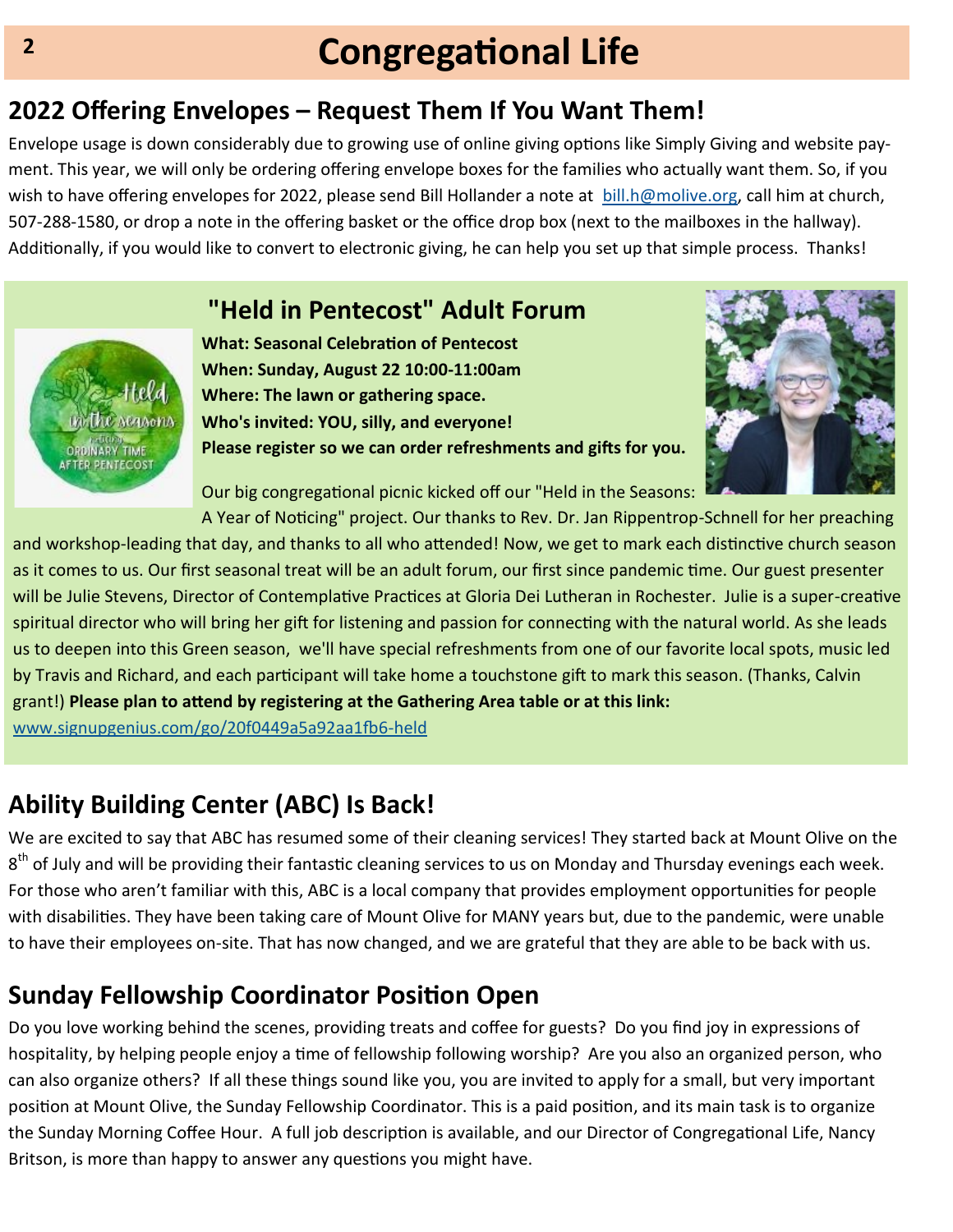# Congregational Life

## 2022 Offering Envelopes – Request Them If You Want Them!

Envelope usage is down considerably due to growing use of online giving options like Simply Giving and website payment. This year, we will only be ordering offering envelope boxes for the families who actually want them. So, if you wish to have offering envelopes for 2022, please send Bill Hollander a note at bill.h@molive.org, call him at church, 507-288-1580, or drop a note in the offering basket or the office drop box (next to the mailboxes in the hallway). Additionally, if you would like to convert to electronic giving, he can help you set up that simple process. Thanks!

## "Held in Pentecost" Adult Forum

**What: Seasonal Celebration of Pentecost**
**When: Sunday, August 22 10:00-11:00am**
**Where: The lawn or gathering space.**
**Who's invited: YOU, silly, and everyone!**
**Please register so we can order refreshments and gifts for you.**

Our big congregational picnic kicked off our "Held in the Seasons: A Year of Noticing" project. Our thanks to Rev. Dr. Jan Rippentrop-Schnell for her preaching and workshop-leading that day, and thanks to all who attended! Now, we get to mark each distinctive church season as it comes to us. Our first seasonal treat will be an adult forum, our first since pandemic time. Our guest presenter will be Julie Stevens, Director of Contemplative Practices at Gloria Dei Lutheran in Rochester. Julie is a super-creative spiritual director who will bring her gift for listening and passion for connecting with the natural world. As she leads us to deepen into this Green season, we'll have special refreshments from one of our favorite local spots, music led by Travis and Richard, and each participant will take home a touchstone gift to mark this season. (Thanks, Calvin grant!) **Please plan to attend by registering at the Gathering Area table or at this link:** www.signupgenius.com/go/20f0449a5a92aa1fb6-held

## Ability Building Center (ABC) Is Back!

We are excited to say that ABC has resumed some of their cleaning services! They started back at Mount Olive on the 8th of July and will be providing their fantastic cleaning services to us on Monday and Thursday evenings each week. For those who aren't familiar with this, ABC is a local company that provides employment opportunities for people with disabilities. They have been taking care of Mount Olive for MANY years but, due to the pandemic, were unable to have their employees on-site. That has now changed, and we are grateful that they are able to be back with us.

## Sunday Fellowship Coordinator Position Open

Do you love working behind the scenes, providing treats and coffee for guests? Do you find joy in expressions of hospitality, by helping people enjoy a time of fellowship following worship? Are you also an organized person, who can also organize others? If all these things sound like you, you are invited to apply for a small, but very important position at Mount Olive, the Sunday Fellowship Coordinator. This is a paid position, and its main task is to organize the Sunday Morning Coffee Hour. A full job description is available, and our Director of Congregational Life, Nancy Britson, is more than happy to answer any questions you might have.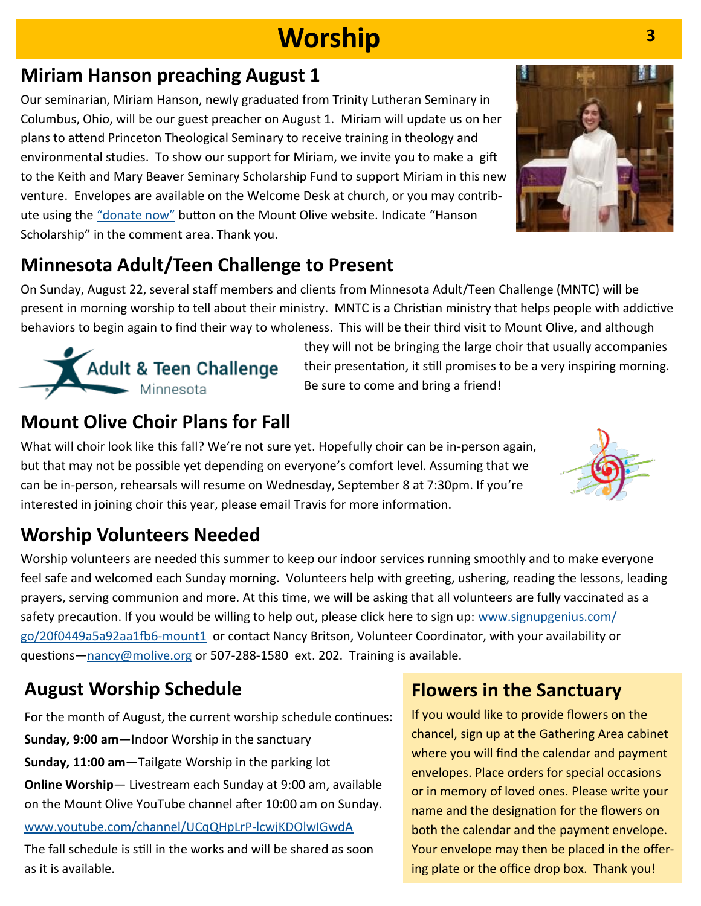# Worship

## Miriam Hanson preaching August 1

Our seminarian, Miriam Hanson, newly graduated from Trinity Lutheran Seminary in Columbus, Ohio, will be our guest preacher on August 1. Miriam will update us on her plans to attend Princeton Theological Seminary to receive training in theology and environmental studies. To show our support for Miriam, we invite you to make a gift to the Keith and Mary Beaver Seminary Scholarship Fund to support Miriam in this new venture. Envelopes are available on the Welcome Desk at church, or you may contribute using the "donate now" button on the Mount Olive website. Indicate "Hanson Scholarship" in the comment area. Thank you.

## Minnesota Adult/Teen Challenge to Present

On Sunday, August 22, several staff members and clients from Minnesota Adult/Teen Challenge (MNTC) will be present in morning worship to tell about their ministry. MNTC is a Christian ministry that helps people with addictive behaviors to begin again to find their way to wholeness. This will be their third visit to Mount Olive, and although they will not be bringing the large choir that usually accompanies their presentation, it still promises to be a very inspiring morning. Be sure to come and bring a friend!

## Mount Olive Choir Plans for Fall

What will choir look like this fall? We're not sure yet. Hopefully choir can be in-person again, but that may not be possible yet depending on everyone's comfort level. Assuming that we can be in-person, rehearsals will resume on Wednesday, September 8 at 7:30pm. If you're interested in joining choir this year, please email Travis for more information.

## Worship Volunteers Needed

Worship volunteers are needed this summer to keep our indoor services running smoothly and to make everyone feel safe and welcomed each Sunday morning. Volunteers help with greeting, ushering, reading the lessons, leading prayers, serving communion and more. At this time, we will be asking that all volunteers are fully vaccinated as a safety precaution. If you would be willing to help out, please click here to sign up: www.signupgenius.com/go/20f0449a5a92aa1fb6-mount1 or contact Nancy Britson, Volunteer Coordinator, with your availability or questions—nancy@molive.org or 507-288-1580 ext. 202. Training is available.

## August Worship Schedule

For the month of August, the current worship schedule continues:

**Sunday, 9:00 am**—Indoor Worship in the sanctuary

**Sunday, 11:00 am**—Tailgate Worship in the parking lot

**Online Worship**— Livestream each Sunday at 9:00 am, available on the Mount Olive YouTube channel after 10:00 am on Sunday.

www.youtube.com/channel/UCqQHpLrP-lcwjKDOlwIGwdA

The fall schedule is still in the works and will be shared as soon as it is available.

## Flowers in the Sanctuary

If you would like to provide flowers on the chancel, sign up at the Gathering Area cabinet where you will find the calendar and payment envelopes. Place orders for special occasions or in memory of loved ones. Please write your name and the designation for the flowers on both the calendar and the payment envelope. Your envelope may then be placed in the offering plate or the office drop box. Thank you!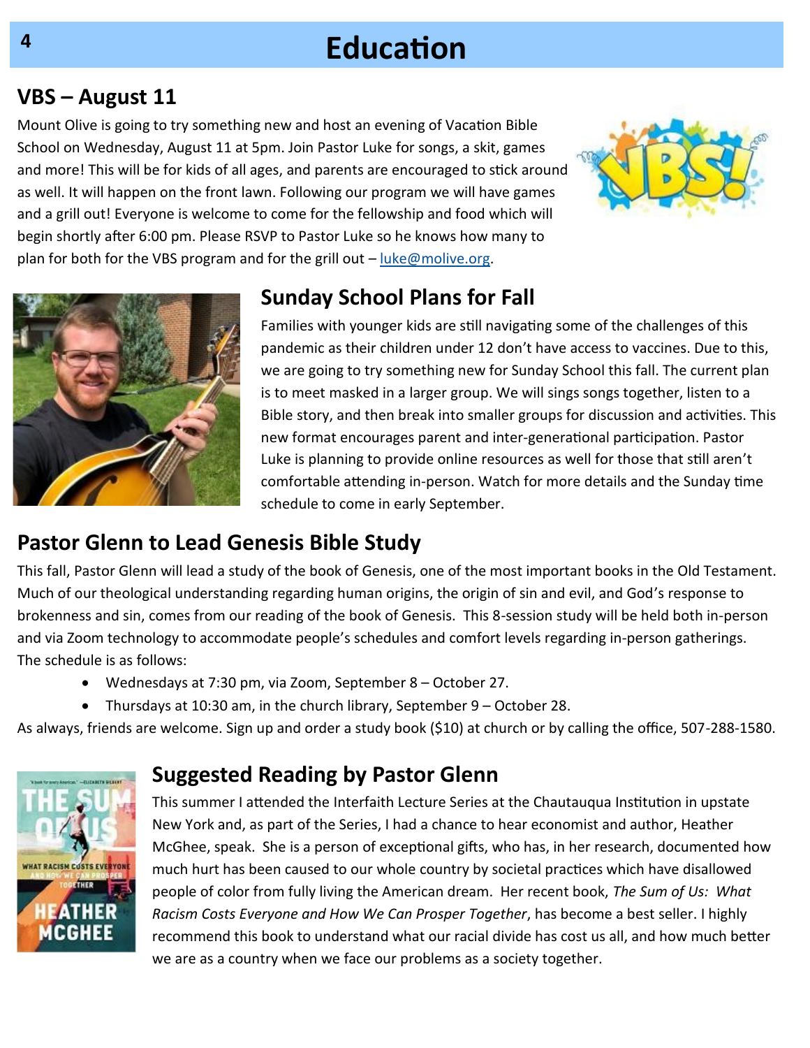# Education

## VBS – August 11

Mount Olive is going to try something new and host an evening of Vacation Bible School on Wednesday, August 11 at 5pm. Join Pastor Luke for songs, a skit, games and more! This will be for kids of all ages, and parents are encouraged to stick around as well. It will happen on the front lawn. Following our program we will have games and a grill out! Everyone is welcome to come for the fellowship and food which will begin shortly after 6:00 pm. Please RSVP to Pastor Luke so he knows how many to plan for both for the VBS program and for the grill out – luke@molive.org.

## Sunday School Plans for Fall

Families with younger kids are still navigating some of the challenges of this pandemic as their children under 12 don't have access to vaccines. Due to this, we are going to try something new for Sunday School this fall. The current plan is to meet masked in a larger group. We will sings songs together, listen to a Bible story, and then break into smaller groups for discussion and activities. This new format encourages parent and inter-generational participation. Pastor Luke is planning to provide online resources as well for those that still aren't comfortable attending in-person. Watch for more details and the Sunday time schedule to come in early September.

## Pastor Glenn to Lead Genesis Bible Study

This fall, Pastor Glenn will lead a study of the book of Genesis, one of the most important books in the Old Testament. Much of our theological understanding regarding human origins, the origin of sin and evil, and God's response to brokenness and sin, comes from our reading of the book of Genesis. This 8-session study will be held both in-person and via Zoom technology to accommodate people's schedules and comfort levels regarding in-person gatherings. The schedule is as follows:

- Wednesdays at 7:30 pm, via Zoom, September 8 – October 27.
- Thursdays at 10:30 am, in the church library, September 9 – October 28.

As always, friends are welcome. Sign up and order a study book ($10) at church or by calling the office, 507-288-1580.

## Suggested Reading by Pastor Glenn

This summer I attended the Interfaith Lecture Series at the Chautauqua Institution in upstate New York and, as part of the Series, I had a chance to hear economist and author, Heather McGhee, speak. She is a person of exceptional gifts, who has, in her research, documented how much hurt has been caused to our whole country by societal practices which have disallowed people of color from fully living the American dream. Her recent book, *The Sum of Us: What Racism Costs Everyone and How We Can Prosper Together*, has become a best seller. I highly recommend this book to understand what our racial divide has cost us all, and how much better we are as a country when we face our problems as a society together.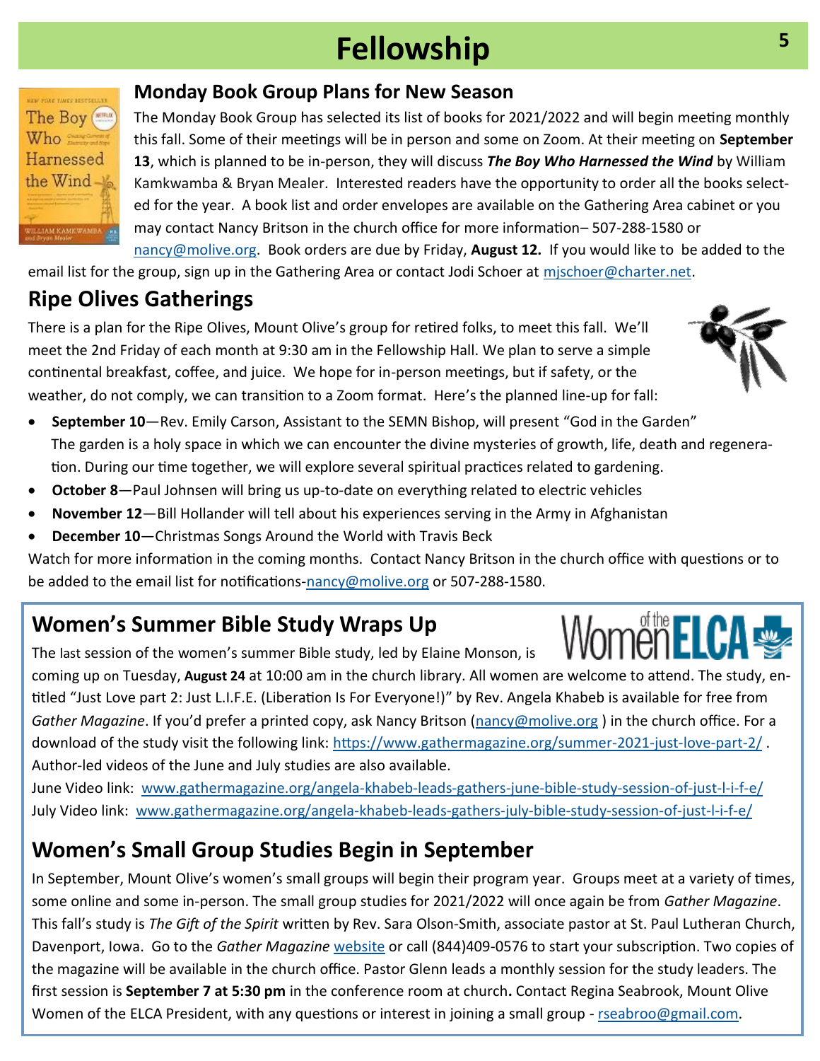# Fellowship

## Monday Book Group Plans for New Season

The Monday Book Group has selected its list of books for 2021/2022 and will begin meeting monthly this fall. Some of their meetings will be in person and some on Zoom. At their meeting on **September 13**, which is planned to be in-person, they will discuss ***The Boy Who Harnessed the Wind*** by William Kamkwamba & Bryan Mealer. Interested readers have the opportunity to order all the books selected for the year. A book list and order envelopes are available on the Gathering Area cabinet or you may contact Nancy Britson in the church office for more information– 507-288-1580 or nancy@molive.org. Book orders are due by Friday, **August 12.** If you would like to be added to the email list for the group, sign up in the Gathering Area or contact Jodi Schoer at mjschoer@charter.net.

## Ripe Olives Gatherings

There is a plan for the Ripe Olives, Mount Olive's group for retired folks, to meet this fall. We'll meet the 2nd Friday of each month at 9:30 am in the Fellowship Hall. We plan to serve a simple continental breakfast, coffee, and juice. We hope for in-person meetings, but if safety, or the weather, do not comply, we can transition to a Zoom format. Here's the planned line-up for fall:

- **September 10**—Rev. Emily Carson, Assistant to the SEMN Bishop, will present "God in the Garden" The garden is a holy space in which we can encounter the divine mysteries of growth, life, death and regeneration. During our time together, we will explore several spiritual practices related to gardening.
- **October 8**—Paul Johnsen will bring us up-to-date on everything related to electric vehicles
- **November 12**—Bill Hollander will tell about his experiences serving in the Army in Afghanistan
- **December 10**—Christmas Songs Around the World with Travis Beck

Watch for more information in the coming months. Contact Nancy Britson in the church office with questions or to be added to the email list for notifications-nancy@molive.org or 507-288-1580.

## Women's Summer Bible Study Wraps Up

The last session of the women's summer Bible study, led by Elaine Monson, is coming up on Tuesday, **August 24** at 10:00 am in the church library. All women are welcome to attend. The study, entitled "Just Love part 2: Just L.I.F.E. (Liberation Is For Everyone!)" by Rev. Angela Khabeb is available for free from *Gather Magazine*. If you'd prefer a printed copy, ask Nancy Britson (nancy@molive.org ) in the church office. For a download of the study visit the following link: https://www.gathermagazine.org/summer-2021-just-love-part-2/ . Author-led videos of the June and July studies are also available.

June Video link: www.gathermagazine.org/angela-khabeb-leads-gathers-june-bible-study-session-of-just-l-i-f-e/

July Video link: www.gathermagazine.org/angela-khabeb-leads-gathers-july-bible-study-session-of-just-l-i-f-e/

## Women's Small Group Studies Begin in September

In September, Mount Olive's women's small groups will begin their program year. Groups meet at a variety of times, some online and some in-person. The small group studies for 2021/2022 will once again be from *Gather Magazine*. This fall's study is *The Gift of the Spirit* written by Rev. Sara Olson-Smith, associate pastor at St. Paul Lutheran Church, Davenport, Iowa. Go to the *Gather Magazine* website or call (844)409-0576 to start your subscription. Two copies of the magazine will be available in the church office. Pastor Glenn leads a monthly session for the study leaders. The first session is **September 7 at 5:30 pm** in the conference room at church**.** Contact Regina Seabrook, Mount Olive Women of the ELCA President, with any questions or interest in joining a small group - rseabroo@gmail.com.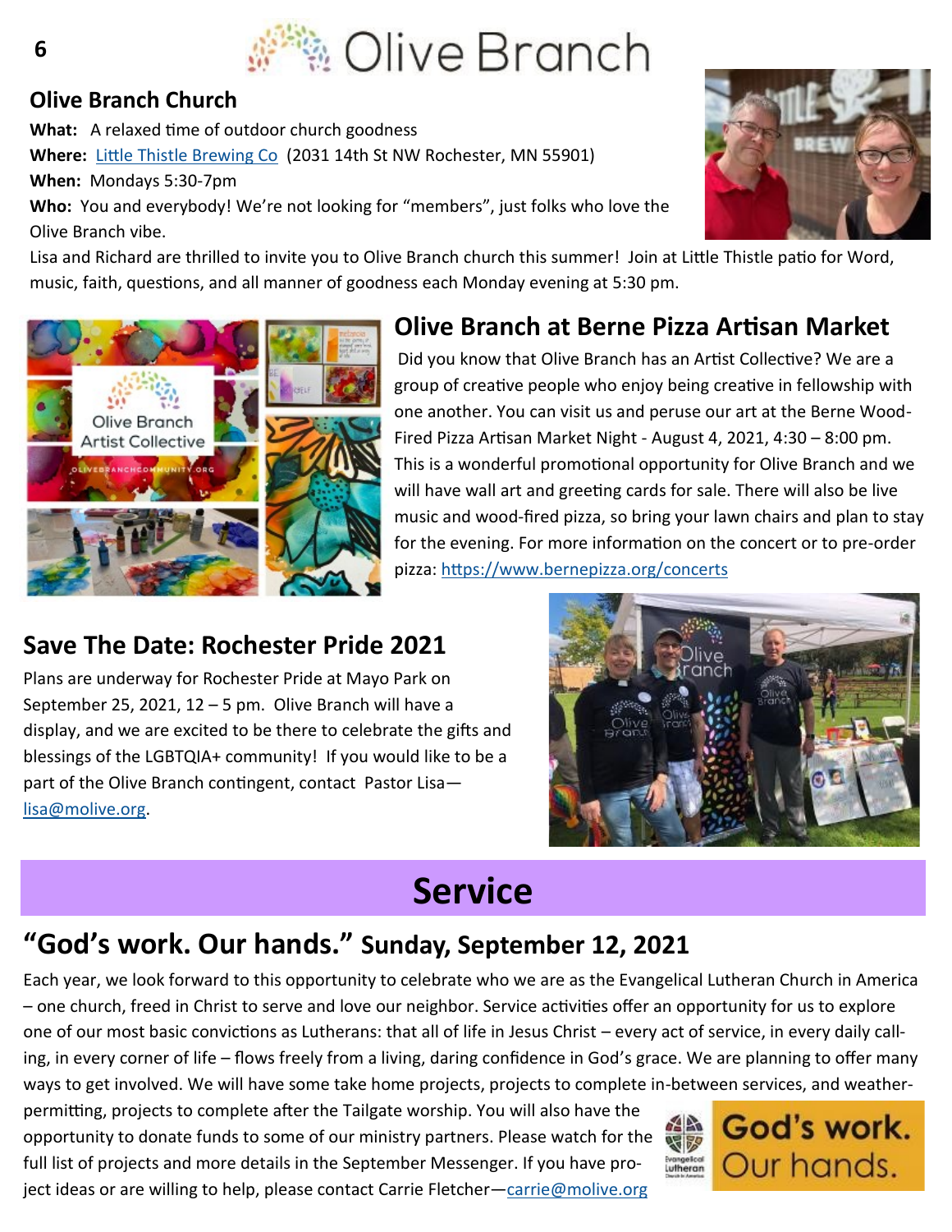# Olive Branch

## Olive Branch Church

**What:** A relaxed time of outdoor church goodness

**Where:** Little Thistle Brewing Co (2031 14th St NW Rochester, MN 55901)

**When:** Mondays 5:30-7pm

**Who:** You and everybody! We're not looking for "members", just folks who love the Olive Branch vibe.

Lisa and Richard are thrilled to invite you to Olive Branch church this summer! Join at Little Thistle patio for Word, music, faith, questions, and all manner of goodness each Monday evening at 5:30 pm.

## Olive Branch at Berne Pizza Artisan Market

Did you know that Olive Branch has an Artist Collective? We are a group of creative people who enjoy being creative in fellowship with one another. You can visit us and peruse our art at the Berne Wood-Fired Pizza Artisan Market Night - August 4, 2021, 4:30 – 8:00 pm. This is a wonderful promotional opportunity for Olive Branch and we will have wall art and greeting cards for sale. There will also be live music and wood-fired pizza, so bring your lawn chairs and plan to stay for the evening. For more information on the concert or to pre-order pizza: https://www.bernepizza.org/concerts

## Save The Date: Rochester Pride 2021

Plans are underway for Rochester Pride at Mayo Park on September 25, 2021, 12 – 5 pm. Olive Branch will have a display, and we are excited to be there to celebrate the gifts and blessings of the LGBTQIA+ community! If you would like to be a part of the Olive Branch contingent, contact Pastor Lisa—lisa@molive.org.

# Service

## "God's work. Our hands." Sunday, September 12, 2021

Each year, we look forward to this opportunity to celebrate who we are as the Evangelical Lutheran Church in America – one church, freed in Christ to serve and love our neighbor. Service activities offer an opportunity for us to explore one of our most basic convictions as Lutherans: that all of life in Jesus Christ – every act of service, in every daily calling, in every corner of life – flows freely from a living, daring confidence in God's grace. We are planning to offer many ways to get involved. We will have some take home projects, projects to complete in-between services, and weather-permitting, projects to complete after the Tailgate worship. You will also have the opportunity to donate funds to some of our ministry partners. Please watch for the full list of projects and more details in the September Messenger. If you have project ideas or are willing to help, please contact Carrie Fletcher—carrie@molive.org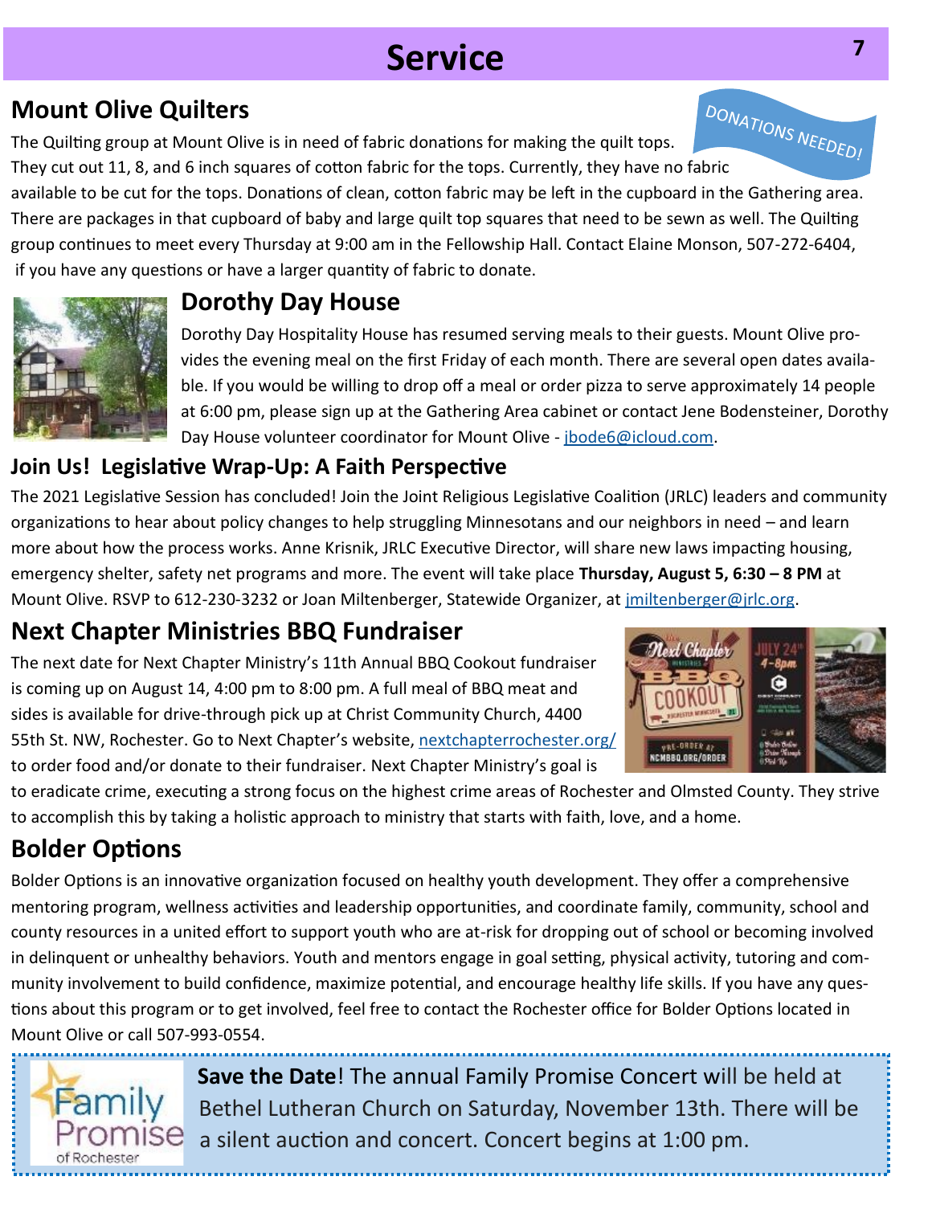# Service

## Mount Olive Quilters

DONATIONS NEEDED!

The Quilting group at Mount Olive is in need of fabric donations for making the quilt tops. They cut out 11, 8, and 6 inch squares of cotton fabric for the tops. Currently, they have no fabric available to be cut for the tops. Donations of clean, cotton fabric may be left in the cupboard in the Gathering area. There are packages in that cupboard of baby and large quilt top squares that need to be sewn as well. The Quilting group continues to meet every Thursday at 9:00 am in the Fellowship Hall. Contact Elaine Monson, 507-272-6404, if you have any questions or have a larger quantity of fabric to donate.

## Dorothy Day House

Dorothy Day Hospitality House has resumed serving meals to their guests. Mount Olive provides the evening meal on the first Friday of each month. There are several open dates available. If you would be willing to drop off a meal or order pizza to serve approximately 14 people at 6:00 pm, please sign up at the Gathering Area cabinet or contact Jene Bodensteiner, Dorothy Day House volunteer coordinator for Mount Olive - jbode6@icloud.com.

## Join Us! Legislative Wrap-Up: A Faith Perspective

The 2021 Legislative Session has concluded! Join the Joint Religious Legislative Coalition (JRLC) leaders and community organizations to hear about policy changes to help struggling Minnesotans and our neighbors in need – and learn more about how the process works. Anne Krisnik, JRLC Executive Director, will share new laws impacting housing, emergency shelter, safety net programs and more. The event will take place **Thursday, August 5, 6:30 – 8 PM** at Mount Olive. RSVP to 612-230-3232 or Joan Miltenberger, Statewide Organizer, at jmiltenberger@jrlc.org.

## Next Chapter Ministries BBQ Fundraiser

The next date for Next Chapter Ministry's 11th Annual BBQ Cookout fundraiser is coming up on August 14, 4:00 pm to 8:00 pm. A full meal of BBQ meat and sides is available for drive-through pick up at Christ Community Church, 4400 55th St. NW, Rochester. Go to Next Chapter's website, nextchapterrochester.org/ to order food and/or donate to their fundraiser. Next Chapter Ministry's goal is to eradicate crime, executing a strong focus on the highest crime areas of Rochester and Olmsted County. They strive to accomplish this by taking a holistic approach to ministry that starts with faith, love, and a home.

## Bolder Options

Bolder Options is an innovative organization focused on healthy youth development. They offer a comprehensive mentoring program, wellness activities and leadership opportunities, and coordinate family, community, school and county resources in a united effort to support youth who are at-risk for dropping out of school or becoming involved in delinquent or unhealthy behaviors. Youth and mentors engage in goal setting, physical activity, tutoring and community involvement to build confidence, maximize potential, and encourage healthy life skills. If you have any questions about this program or to get involved, feel free to contact the Rochester office for Bolder Options located in Mount Olive or call 507-993-0554.

**Save the Date**! The annual Family Promise Concert will be held at Bethel Lutheran Church on Saturday, November 13th. There will be a silent auction and concert. Concert begins at 1:00 pm.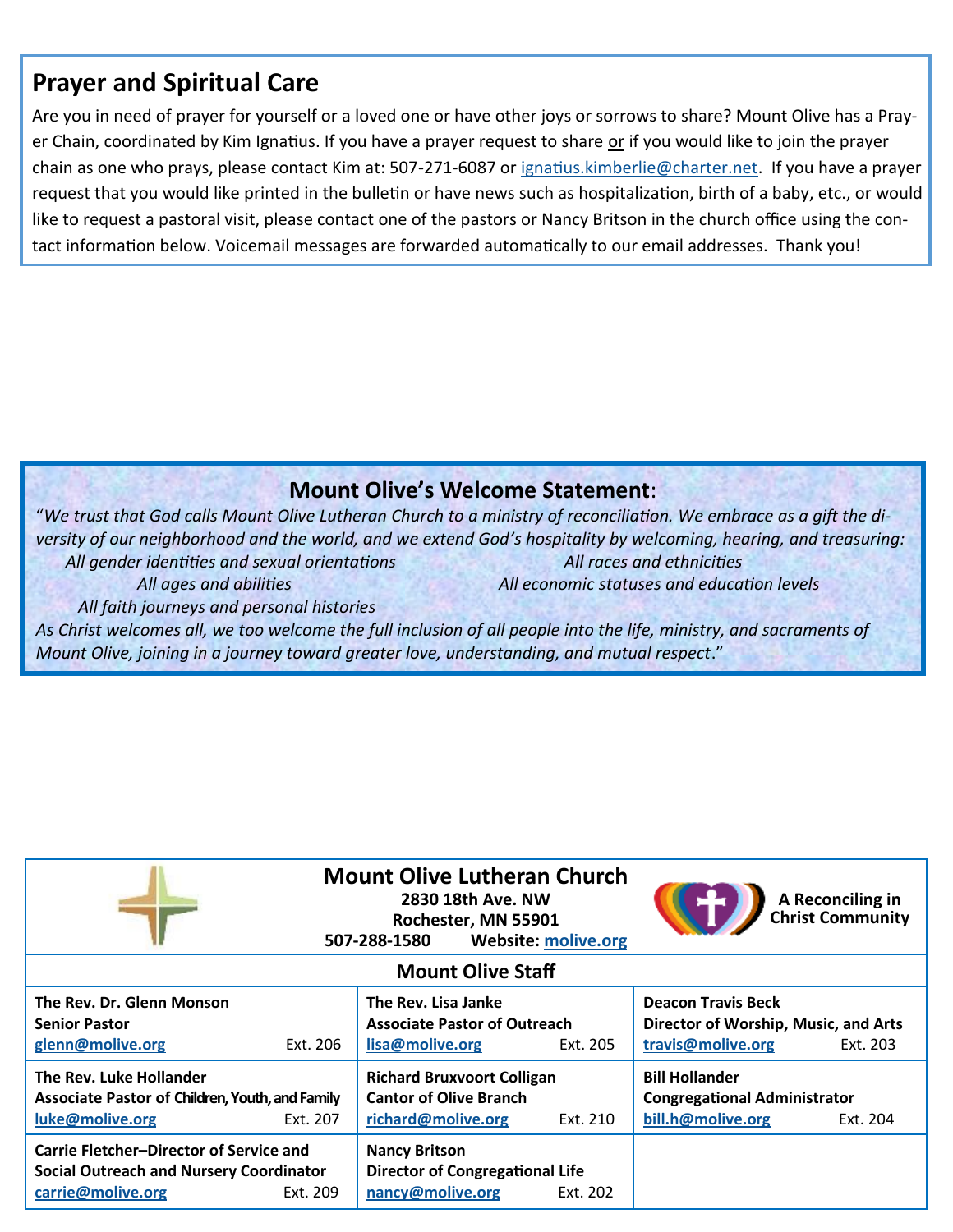## Prayer and Spiritual Care

Are you in need of prayer for yourself or a loved one or have other joys or sorrows to share? Mount Olive has a Prayer Chain, coordinated by Kim Ignatius. If you have a prayer request to share or if you would like to join the prayer chain as one who prays, please contact Kim at: 507-271-6087 or ignatius.kimberlie@charter.net. If you have a prayer request that you would like printed in the bulletin or have news such as hospitalization, birth of a baby, etc., or would like to request a pastoral visit, please contact one of the pastors or Nancy Britson in the church office using the contact information below. Voicemail messages are forwarded automatically to our email addresses. Thank you!

### Mount Olive's Welcome Statement:

"*We trust that God calls Mount Olive Lutheran Church to a ministry of reconciliation. We embrace as a gift the diversity of our neighborhood and the world, and we extend God's hospitality by welcoming, hearing, and treasuring:*

*All gender identities and sexual orientations*
*All races and ethnicities*
*All ages and abilities*
*All economic statuses and education levels*
*All faith journeys and personal histories*

*As Christ welcomes all, we too welcome the full inclusion of all people into the life, ministry, and sacraments of Mount Olive, joining in a journey toward greater love, understanding, and mutual respect*."

**Mount Olive Lutheran Church**
**2830 18th Ave. NW**
**Rochester, MN 55901**
**507-288-1580 Website: molive.org**

**A Reconciling in Christ Community**

### Mount Olive Staff

| | | |
|---|---|---|
| **The Rev. Dr. Glenn Monson**<br>**Senior Pastor**<br>**glenn@molive.org** Ext. 206 | **The Rev. Lisa Janke**<br>**Associate Pastor of Outreach**<br>**lisa@molive.org** Ext. 205 | **Deacon Travis Beck**<br>**Director of Worship, Music, and Arts**<br>**travis@molive.org** Ext. 203 |
| **The Rev. Luke Hollander**<br>**Associate Pastor of Children, Youth, and Family**<br>**luke@molive.org** Ext. 207 | **Richard Bruxvoort Colligan**<br>**Cantor of Olive Branch**<br>**richard@molive.org** Ext. 210 | **Bill Hollander**<br>**Congregational Administrator**<br>**bill.h@molive.org** Ext. 204 |
| **Carrie Fletcher–Director of Service and Social Outreach and Nursery Coordinator**<br>**carrie@molive.org** Ext. 209 | **Nancy Britson**<br>**Director of Congregational Life**<br>**nancy@molive.org** Ext. 202 | |